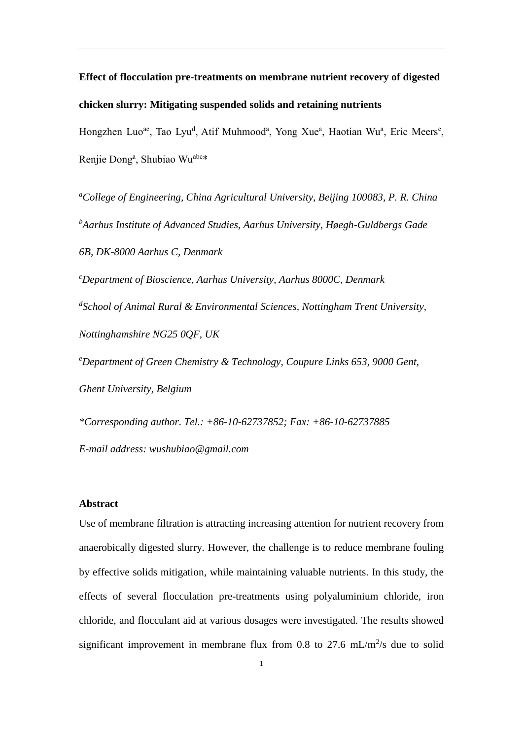**Effect of flocculation pre-treatments on membrane nutrient recovery of digested chicken slurry: Mitigating suspended solids and retaining nutrients**

Hongzhen Luo[ae], Tao Lyu[d], Atif Muhmood[a], Yong Xue[a], Haotian Wu[a], Eric Meers[e], Renjie Dong[a], Shubiao Wu[abc]*

[a]*College of Engineering, China Agricultural University, Beijing 100083, P. R. China*

[b]*Aarhus Institute of Advanced Studies, Aarhus University, Høegh-Guldbergs Gade 6B, DK-8000 Aarhus C, Denmark*

[c]*Department of Bioscience, Aarhus University, Aarhus 8000C, Denmark*

[d]*School of Animal Rural & Environmental Sciences, Nottingham Trent University, Nottinghamshire NG25 0QF, UK*

[e]*Department of Green Chemistry & Technology, Coupure Links 653, 9000 Gent, Ghent University, Belgium*

*\*Corresponding author. Tel.: +86-10-62737852; Fax: +86-10-62737885*

*E-mail address: wushubiao@gmail.com*

**Abstract**

Use of membrane filtration is attracting increasing attention for nutrient recovery from anaerobically digested slurry. However, the challenge is to reduce membrane fouling by effective solids mitigation, while maintaining valuable nutrients. In this study, the effects of several flocculation pre-treatments using polyaluminium chloride, iron chloride, and flocculant aid at various dosages were investigated. The results showed significant improvement in membrane flux from 0.8 to 27.6 mL/m$^2$/s due to solid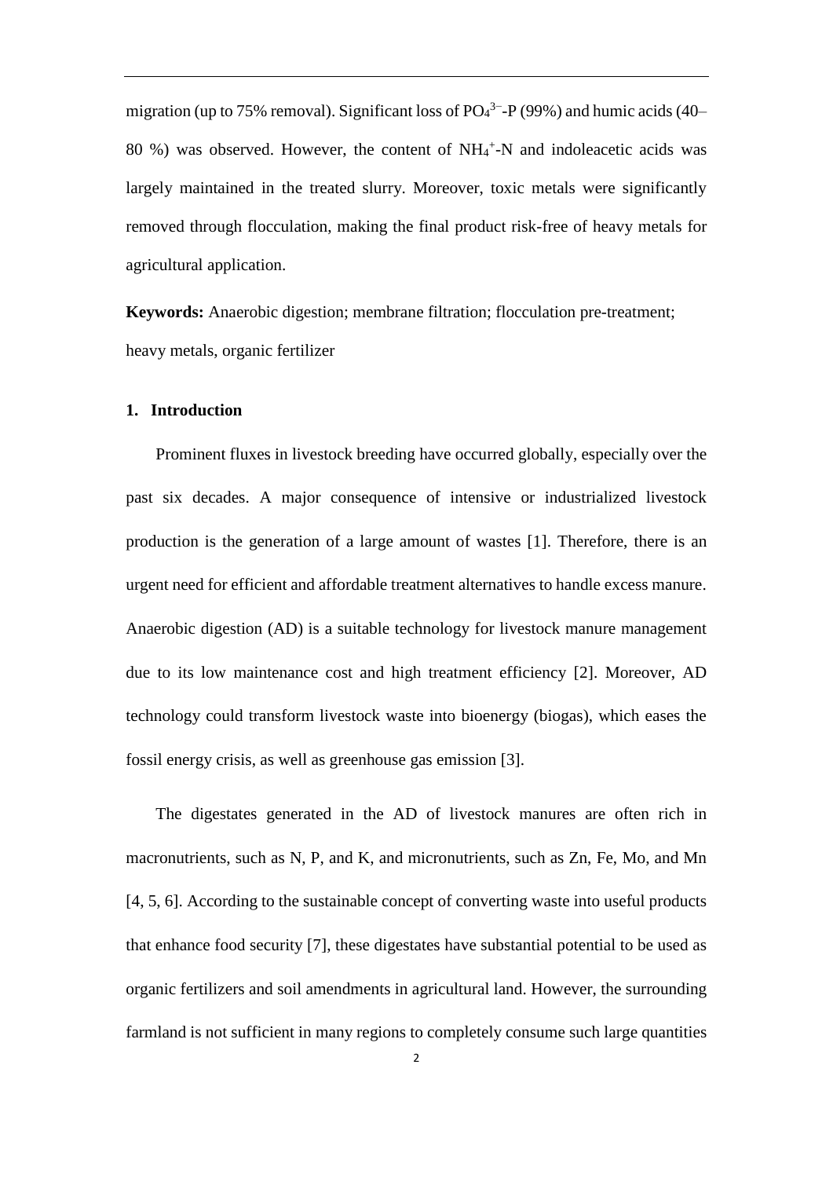migration (up to 75% removal). Significant loss of $PO_4^{3-}$-P (99%) and humic acids (40–80 %) was observed. However, the content of $NH_4^+$-N and indoleacetic acids was largely maintained in the treated slurry. Moreover, toxic metals were significantly removed through flocculation, making the final product risk-free of heavy metals for agricultural application.

**Keywords:** Anaerobic digestion; membrane filtration; flocculation pre-treatment; heavy metals, organic fertilizer

## 1. Introduction

Prominent fluxes in livestock breeding have occurred globally, especially over the past six decades. A major consequence of intensive or industrialized livestock production is the generation of a large amount of wastes [1]. Therefore, there is an urgent need for efficient and affordable treatment alternatives to handle excess manure. Anaerobic digestion (AD) is a suitable technology for livestock manure management due to its low maintenance cost and high treatment efficiency [2]. Moreover, AD technology could transform livestock waste into bioenergy (biogas), which eases the fossil energy crisis, as well as greenhouse gas emission [3].

The digestates generated in the AD of livestock manures are often rich in macronutrients, such as N, P, and K, and micronutrients, such as Zn, Fe, Mo, and Mn [4, 5, 6]. According to the sustainable concept of converting waste into useful products that enhance food security [7], these digestates have substantial potential to be used as organic fertilizers and soil amendments in agricultural land. However, the surrounding farmland is not sufficient in many regions to completely consume such large quantities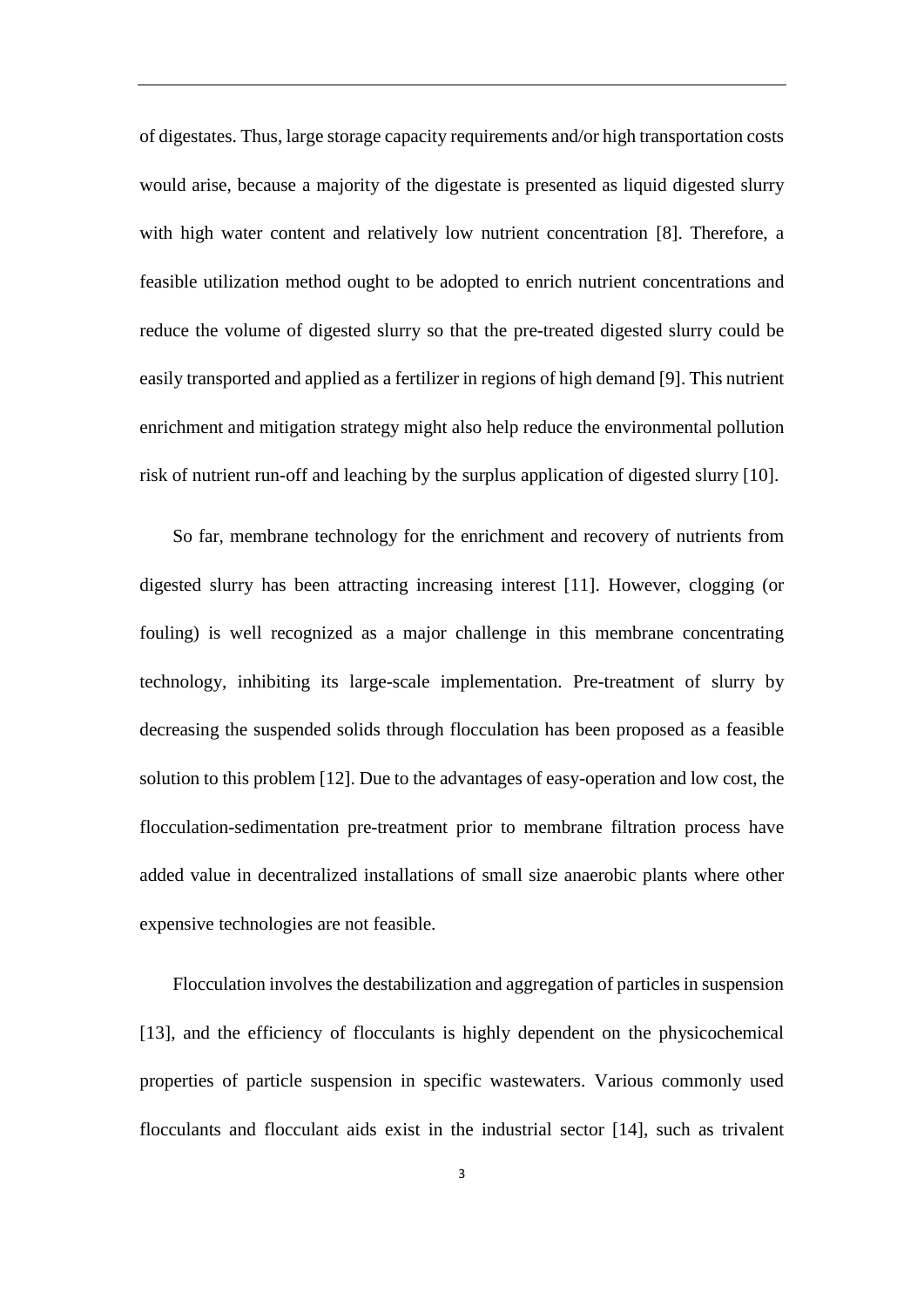of digestates. Thus, large storage capacity requirements and/or high transportation costs would arise, because a majority of the digestate is presented as liquid digested slurry with high water content and relatively low nutrient concentration [8]. Therefore, a feasible utilization method ought to be adopted to enrich nutrient concentrations and reduce the volume of digested slurry so that the pre-treated digested slurry could be easily transported and applied as a fertilizer in regions of high demand [9]. This nutrient enrichment and mitigation strategy might also help reduce the environmental pollution risk of nutrient run-off and leaching by the surplus application of digested slurry [10].

So far, membrane technology for the enrichment and recovery of nutrients from digested slurry has been attracting increasing interest [11]. However, clogging (or fouling) is well recognized as a major challenge in this membrane concentrating technology, inhibiting its large-scale implementation. Pre-treatment of slurry by decreasing the suspended solids through flocculation has been proposed as a feasible solution to this problem [12]. Due to the advantages of easy-operation and low cost, the flocculation-sedimentation pre-treatment prior to membrane filtration process have added value in decentralized installations of small size anaerobic plants where other expensive technologies are not feasible.

Flocculation involves the destabilization and aggregation of particles in suspension [13], and the efficiency of flocculants is highly dependent on the physicochemical properties of particle suspension in specific wastewaters. Various commonly used flocculants and flocculant aids exist in the industrial sector [14], such as trivalent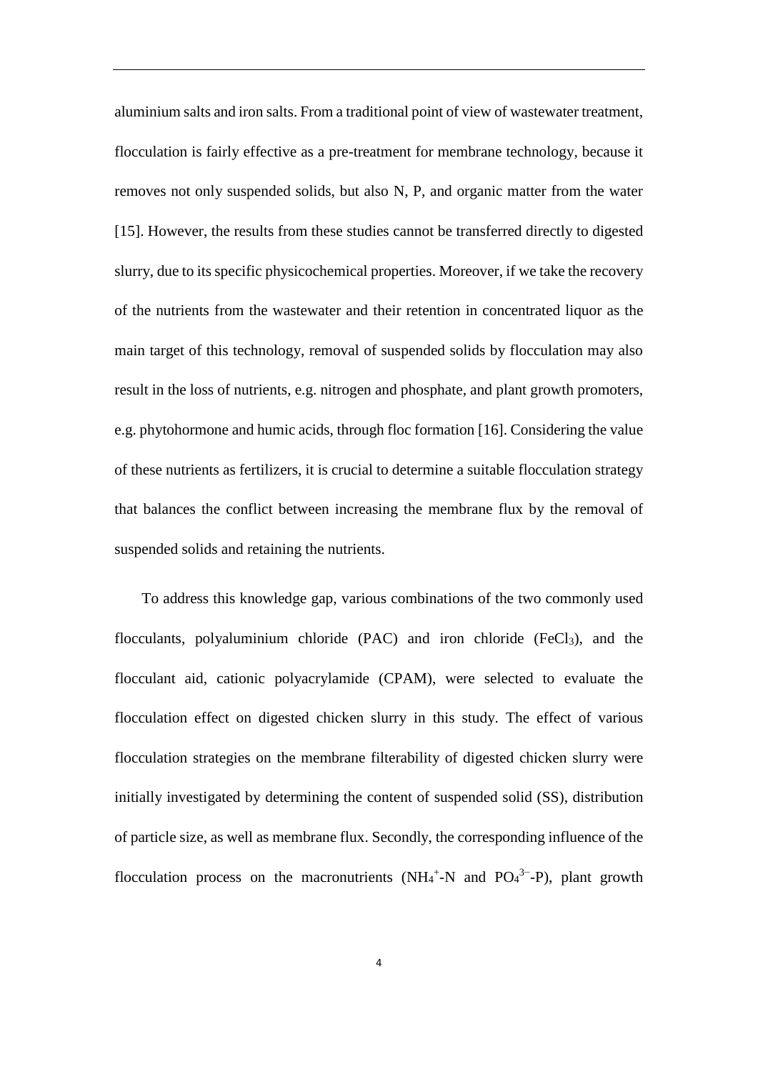aluminium salts and iron salts. From a traditional point of view of wastewater treatment, flocculation is fairly effective as a pre-treatment for membrane technology, because it removes not only suspended solids, but also N, P, and organic matter from the water [15]. However, the results from these studies cannot be transferred directly to digested slurry, due to its specific physicochemical properties. Moreover, if we take the recovery of the nutrients from the wastewater and their retention in concentrated liquor as the main target of this technology, removal of suspended solids by flocculation may also result in the loss of nutrients, e.g. nitrogen and phosphate, and plant growth promoters, e.g. phytohormone and humic acids, through floc formation [16]. Considering the value of these nutrients as fertilizers, it is crucial to determine a suitable flocculation strategy that balances the conflict between increasing the membrane flux by the removal of suspended solids and retaining the nutrients.

To address this knowledge gap, various combinations of the two commonly used flocculants, polyaluminium chloride (PAC) and iron chloride ($FeCl_3$), and the flocculant aid, cationic polyacrylamide (CPAM), were selected to evaluate the flocculation effect on digested chicken slurry in this study. The effect of various flocculation strategies on the membrane filterability of digested chicken slurry were initially investigated by determining the content of suspended solid (SS), distribution of particle size, as well as membrane flux. Secondly, the corresponding influence of the flocculation process on the macronutrients ($NH_4^+$-N and $PO_4^{3-}$-P), plant growth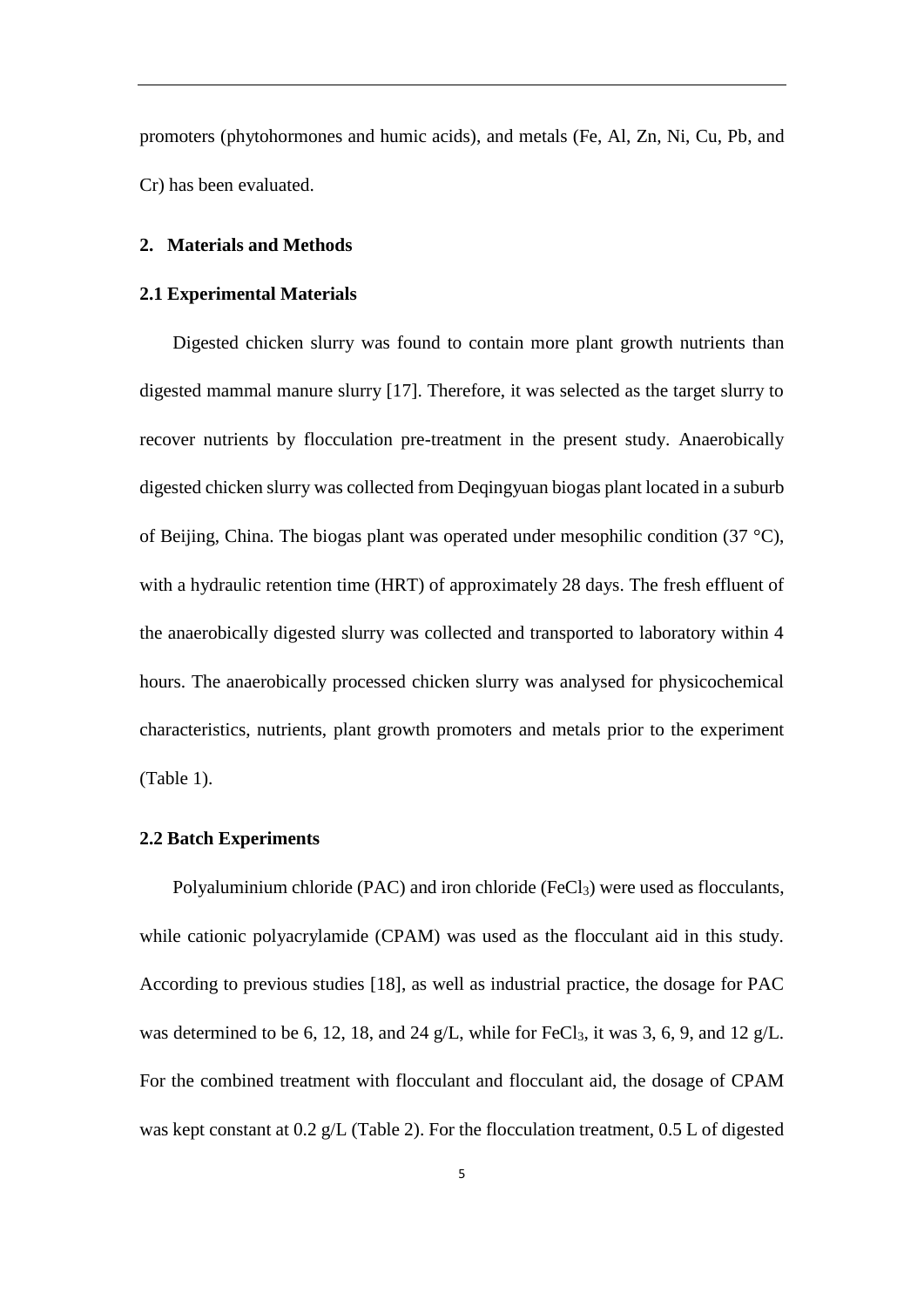promoters (phytohormones and humic acids), and metals (Fe, Al, Zn, Ni, Cu, Pb, and Cr) has been evaluated.

## 2. Materials and Methods

### 2.1 Experimental Materials

Digested chicken slurry was found to contain more plant growth nutrients than digested mammal manure slurry [17]. Therefore, it was selected as the target slurry to recover nutrients by flocculation pre-treatment in the present study. Anaerobically digested chicken slurry was collected from Deqingyuan biogas plant located in a suburb of Beijing, China. The biogas plant was operated under mesophilic condition (37 °C), with a hydraulic retention time (HRT) of approximately 28 days. The fresh effluent of the anaerobically digested slurry was collected and transported to laboratory within 4 hours. The anaerobically processed chicken slurry was analysed for physicochemical characteristics, nutrients, plant growth promoters and metals prior to the experiment (Table 1).

### 2.2 Batch Experiments

Polyaluminium chloride (PAC) and iron chloride ($FeCl_3$) were used as flocculants, while cationic polyacrylamide (CPAM) was used as the flocculant aid in this study. According to previous studies [18], as well as industrial practice, the dosage for PAC was determined to be 6, 12, 18, and 24 g/L, while for $FeCl_3$, it was 3, 6, 9, and 12 g/L. For the combined treatment with flocculant and flocculant aid, the dosage of CPAM was kept constant at 0.2 g/L (Table 2). For the flocculation treatment, 0.5 L of digested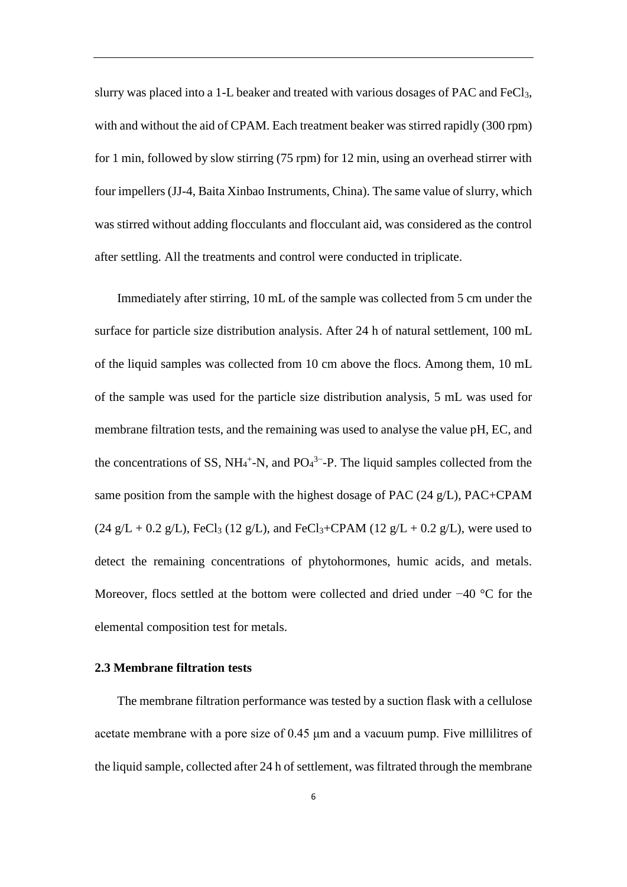slurry was placed into a 1-L beaker and treated with various dosages of PAC and $FeCl_3$, with and without the aid of CPAM. Each treatment beaker was stirred rapidly (300 rpm) for 1 min, followed by slow stirring (75 rpm) for 12 min, using an overhead stirrer with four impellers (JJ-4, Baita Xinbao Instruments, China). The same value of slurry, which was stirred without adding flocculants and flocculant aid, was considered as the control after settling. All the treatments and control were conducted in triplicate.

Immediately after stirring, 10 mL of the sample was collected from 5 cm under the surface for particle size distribution analysis. After 24 h of natural settlement, 100 mL of the liquid samples was collected from 10 cm above the flocs. Among them, 10 mL of the sample was used for the particle size distribution analysis, 5 mL was used for membrane filtration tests, and the remaining was used to analyse the value pH, EC, and the concentrations of SS, $NH_4^+$-N, and $PO_4^{3-}$-P. The liquid samples collected from the same position from the sample with the highest dosage of PAC (24 g/L), PAC+CPAM (24 g/L + 0.2 g/L), $FeCl_3$ (12 g/L), and $FeCl_3$+CPAM (12 g/L + 0.2 g/L), were used to detect the remaining concentrations of phytohormones, humic acids, and metals. Moreover, flocs settled at the bottom were collected and dried under −40 °C for the elemental composition test for metals.

### 2.3 Membrane filtration tests

The membrane filtration performance was tested by a suction flask with a cellulose acetate membrane with a pore size of 0.45 μm and a vacuum pump. Five millilitres of the liquid sample, collected after 24 h of settlement, was filtrated through the membrane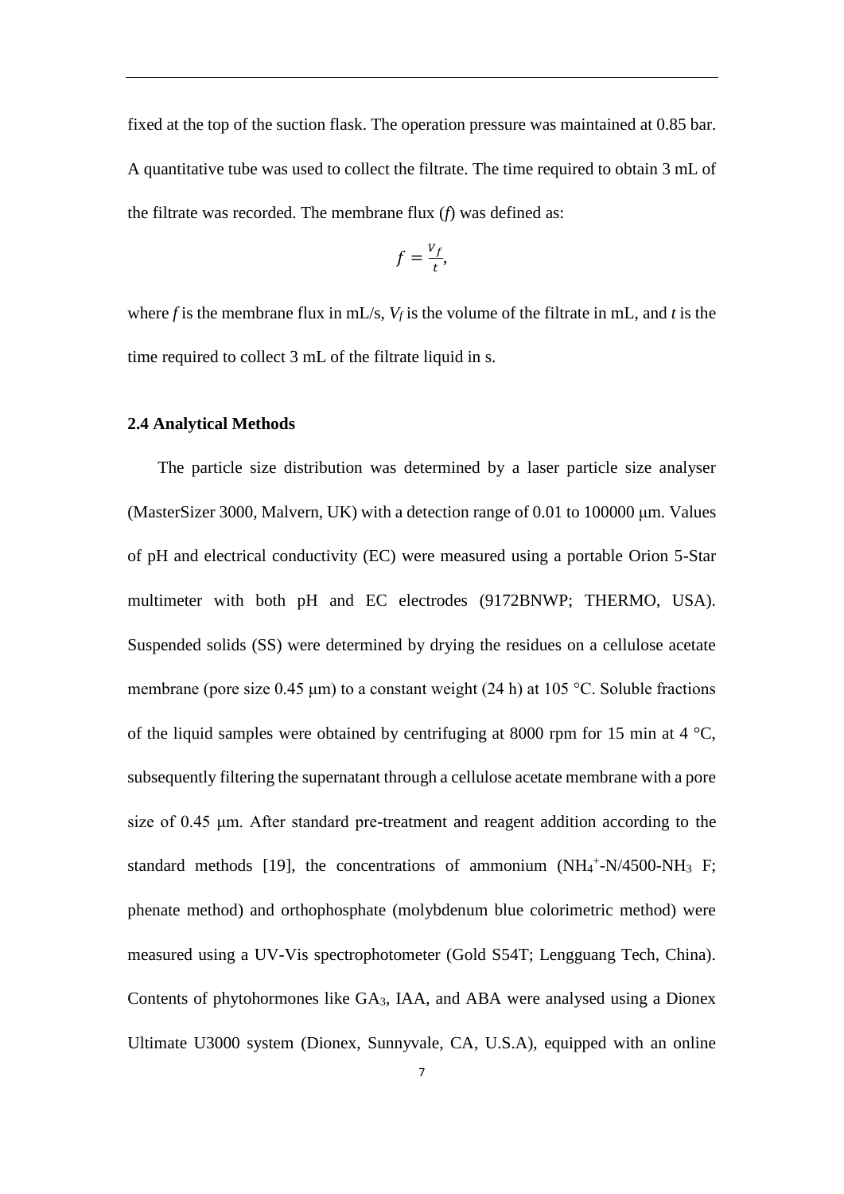fixed at the top of the suction flask. The operation pressure was maintained at 0.85 bar. A quantitative tube was used to collect the filtrate. The time required to obtain 3 mL of the filtrate was recorded. The membrane flux (*f*) was defined as:

$$f = \frac{V_f}{t},$$

where *f* is the membrane flux in mL/s, $V_f$ is the volume of the filtrate in mL, and *t* is the time required to collect 3 mL of the filtrate liquid in s.

### 2.4 Analytical Methods

The particle size distribution was determined by a laser particle size analyser (MasterSizer 3000, Malvern, UK) with a detection range of 0.01 to 100000 μm. Values of pH and electrical conductivity (EC) were measured using a portable Orion 5-Star multimeter with both pH and EC electrodes (9172BNWP; THERMO, USA). Suspended solids (SS) were determined by drying the residues on a cellulose acetate membrane (pore size 0.45 μm) to a constant weight (24 h) at 105 °C. Soluble fractions of the liquid samples were obtained by centrifuging at 8000 rpm for 15 min at 4 °C, subsequently filtering the supernatant through a cellulose acetate membrane with a pore size of 0.45 μm. After standard pre-treatment and reagent addition according to the standard methods [19], the concentrations of ammonium ($NH_4^+$-N/4500-$NH_3$ F; phenate method) and orthophosphate (molybdenum blue colorimetric method) were measured using a UV-Vis spectrophotometer (Gold S54T; Lengguang Tech, China). Contents of phytohormones like $GA_3$, IAA, and ABA were analysed using a Dionex Ultimate U3000 system (Dionex, Sunnyvale, CA, U.S.A), equipped with an online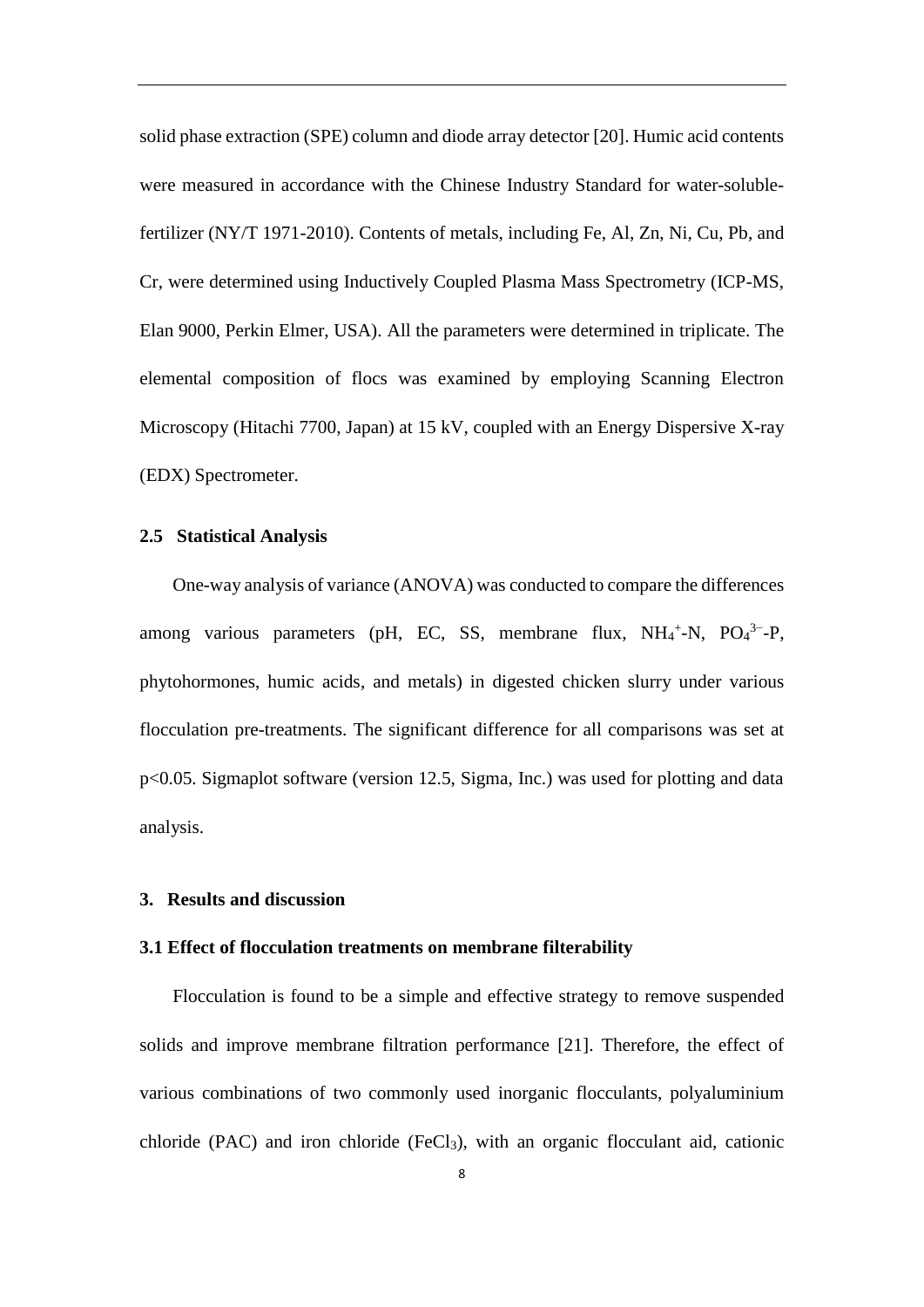solid phase extraction (SPE) column and diode array detector [20]. Humic acid contents were measured in accordance with the Chinese Industry Standard for water-soluble-fertilizer (NY/T 1971-2010). Contents of metals, including Fe, Al, Zn, Ni, Cu, Pb, and Cr, were determined using Inductively Coupled Plasma Mass Spectrometry (ICP-MS, Elan 9000, Perkin Elmer, USA). All the parameters were determined in triplicate. The elemental composition of flocs was examined by employing Scanning Electron Microscopy (Hitachi 7700, Japan) at 15 kV, coupled with an Energy Dispersive X-ray (EDX) Spectrometer.

### 2.5 Statistical Analysis

One-way analysis of variance (ANOVA) was conducted to compare the differences among various parameters (pH, EC, SS, membrane flux, $NH_4^+$-N, $PO_4^{3-}$-P, phytohormones, humic acids, and metals) in digested chicken slurry under various flocculation pre-treatments. The significant difference for all comparisons was set at $p<0.05$. Sigmaplot software (version 12.5, Sigma, Inc.) was used for plotting and data analysis.

## 3. Results and discussion

### 3.1 Effect of flocculation treatments on membrane filterability

Flocculation is found to be a simple and effective strategy to remove suspended solids and improve membrane filtration performance [21]. Therefore, the effect of various combinations of two commonly used inorganic flocculants, polyaluminium chloride (PAC) and iron chloride ($FeCl_3$), with an organic flocculant aid, cationic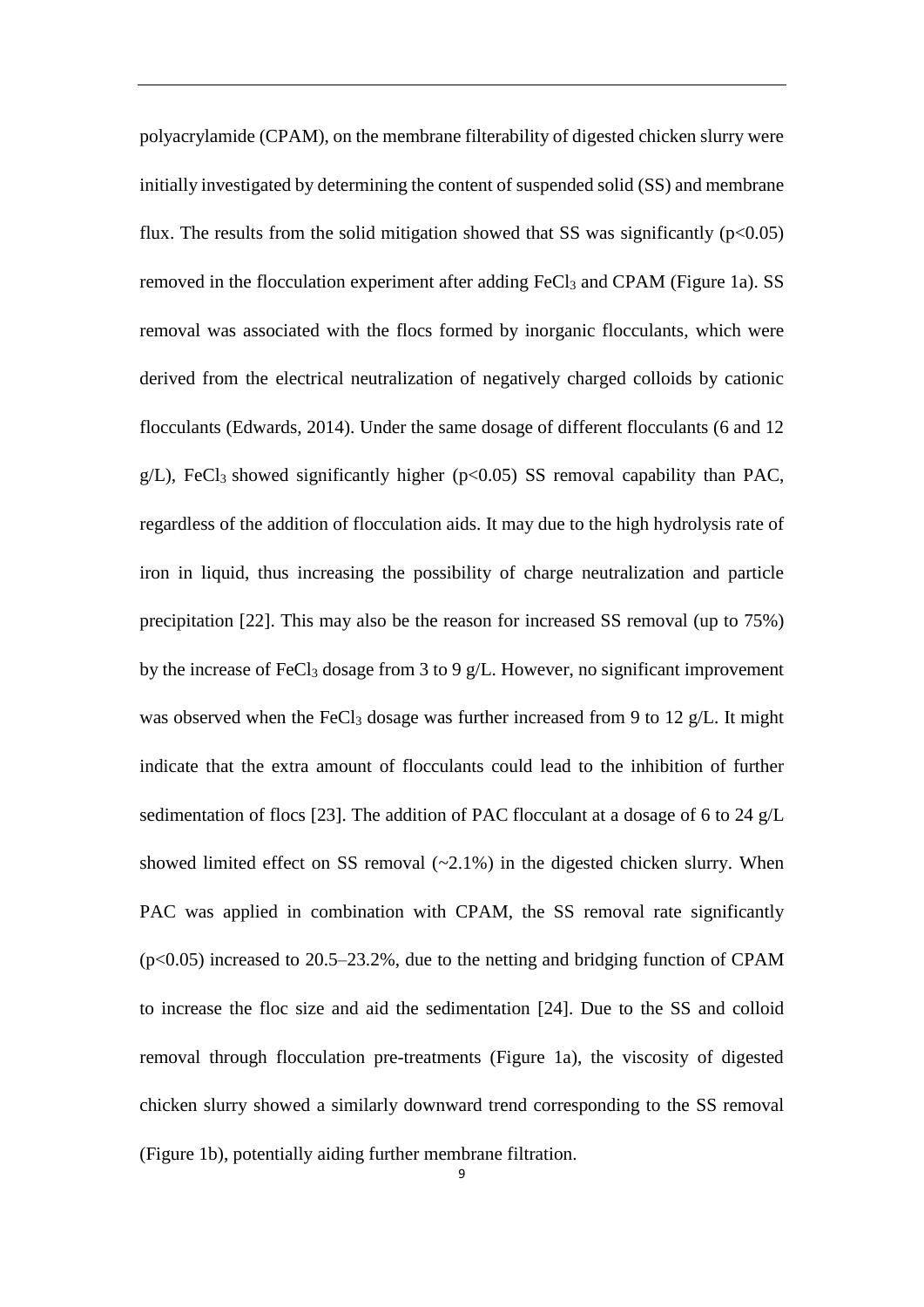polyacrylamide (CPAM), on the membrane filterability of digested chicken slurry were initially investigated by determining the content of suspended solid (SS) and membrane flux. The results from the solid mitigation showed that SS was significantly ($p<0.05$) removed in the flocculation experiment after adding $FeCl_3$ and CPAM (Figure 1a). SS removal was associated with the flocs formed by inorganic flocculants, which were derived from the electrical neutralization of negatively charged colloids by cationic flocculants (Edwards, 2014). Under the same dosage of different flocculants (6 and 12 g/L), $FeCl_3$ showed significantly higher ($p<0.05$) SS removal capability than PAC, regardless of the addition of flocculation aids. It may due to the high hydrolysis rate of iron in liquid, thus increasing the possibility of charge neutralization and particle precipitation [22]. This may also be the reason for increased SS removal (up to 75%) by the increase of $FeCl_3$ dosage from 3 to 9 g/L. However, no significant improvement was observed when the $FeCl_3$ dosage was further increased from 9 to 12 g/L. It might indicate that the extra amount of flocculants could lead to the inhibition of further sedimentation of flocs [23]. The addition of PAC flocculant at a dosage of 6 to 24 g/L showed limited effect on SS removal (~2.1%) in the digested chicken slurry. When PAC was applied in combination with CPAM, the SS removal rate significantly ($p<0.05$) increased to 20.5–23.2%, due to the netting and bridging function of CPAM to increase the floc size and aid the sedimentation [24]. Due to the SS and colloid removal through flocculation pre-treatments (Figure 1a), the viscosity of digested chicken slurry showed a similarly downward trend corresponding to the SS removal (Figure 1b), potentially aiding further membrane filtration.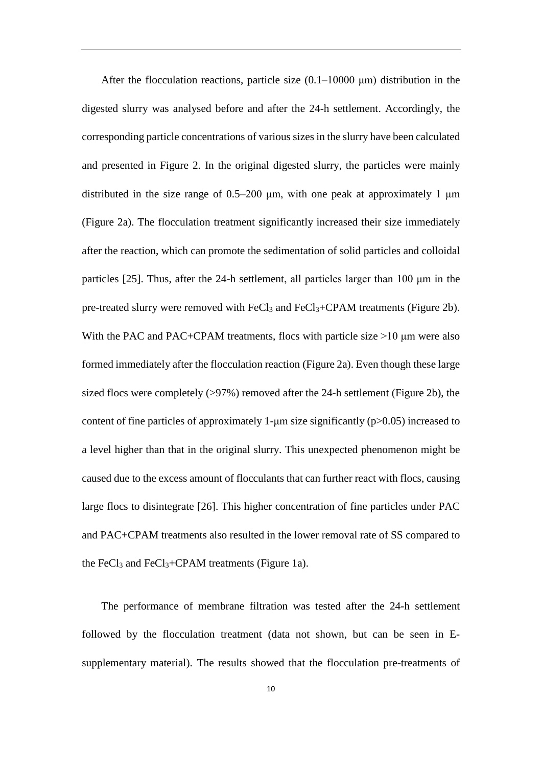After the flocculation reactions, particle size (0.1–10000 μm) distribution in the digested slurry was analysed before and after the 24-h settlement. Accordingly, the corresponding particle concentrations of various sizes in the slurry have been calculated and presented in Figure 2. In the original digested slurry, the particles were mainly distributed in the size range of 0.5–200 μm, with one peak at approximately 1 μm (Figure 2a). The flocculation treatment significantly increased their size immediately after the reaction, which can promote the sedimentation of solid particles and colloidal particles [25]. Thus, after the 24-h settlement, all particles larger than 100 μm in the pre-treated slurry were removed with $FeCl_3$ and $FeCl_3$+CPAM treatments (Figure 2b). With the PAC and PAC+CPAM treatments, flocs with particle size >10 μm were also formed immediately after the flocculation reaction (Figure 2a). Even though these large sized flocs were completely (>97%) removed after the 24-h settlement (Figure 2b), the content of fine particles of approximately 1-μm size significantly ($p>0.05$) increased to a level higher than that in the original slurry. This unexpected phenomenon might be caused due to the excess amount of flocculants that can further react with flocs, causing large flocs to disintegrate [26]. This higher concentration of fine particles under PAC and PAC+CPAM treatments also resulted in the lower removal rate of SS compared to the $FeCl_3$ and $FeCl_3$+CPAM treatments (Figure 1a).

The performance of membrane filtration was tested after the 24-h settlement followed by the flocculation treatment (data not shown, but can be seen in E-supplementary material). The results showed that the flocculation pre-treatments of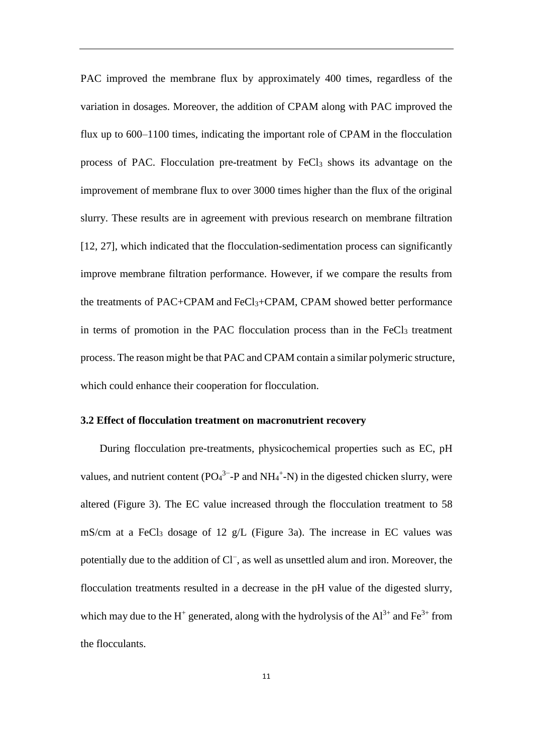PAC improved the membrane flux by approximately 400 times, regardless of the variation in dosages. Moreover, the addition of CPAM along with PAC improved the flux up to 600–1100 times, indicating the important role of CPAM in the flocculation process of PAC. Flocculation pre-treatment by $FeCl_3$ shows its advantage on the improvement of membrane flux to over 3000 times higher than the flux of the original slurry. These results are in agreement with previous research on membrane filtration [12, 27], which indicated that the flocculation-sedimentation process can significantly improve membrane filtration performance. However, if we compare the results from the treatments of PAC+CPAM and $FeCl_3$+CPAM, CPAM showed better performance in terms of promotion in the PAC flocculation process than in the $FeCl_3$ treatment process. The reason might be that PAC and CPAM contain a similar polymeric structure, which could enhance their cooperation for flocculation.

### 3.2 Effect of flocculation treatment on macronutrient recovery

During flocculation pre-treatments, physicochemical properties such as EC, pH values, and nutrient content ($PO_4^{3-}$-P and $NH_4^+$-N) in the digested chicken slurry, were altered (Figure 3). The EC value increased through the flocculation treatment to 58 mS/cm at a $FeCl_3$ dosage of 12 g/L (Figure 3a). The increase in EC values was potentially due to the addition of $Cl^-$, as well as unsettled alum and iron. Moreover, the flocculation treatments resulted in a decrease in the pH value of the digested slurry, which may due to the $H^+$ generated, along with the hydrolysis of the $Al^{3+}$ and $Fe^{3+}$ from the flocculants.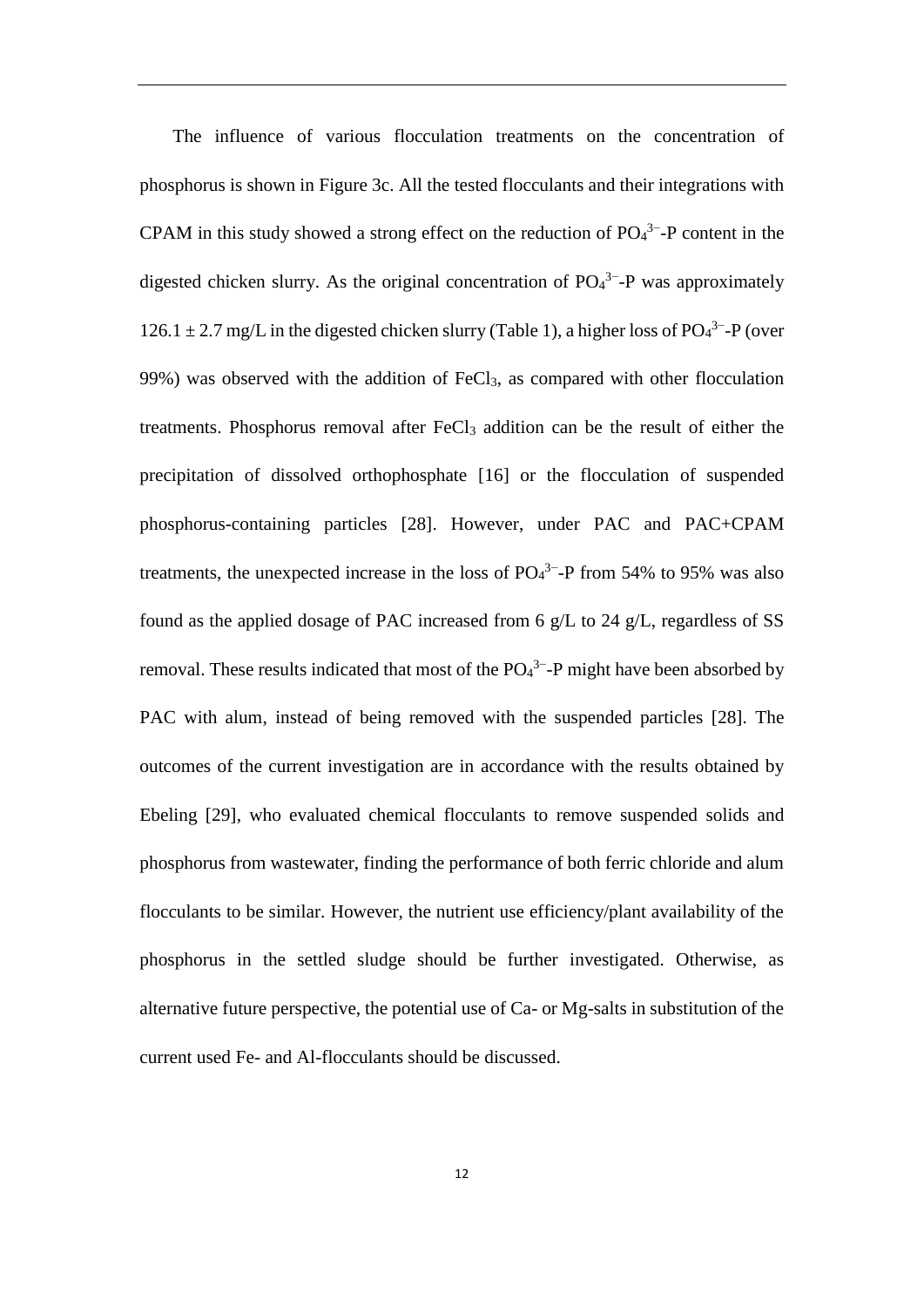The influence of various flocculation treatments on the concentration of phosphorus is shown in Figure 3c. All the tested flocculants and their integrations with CPAM in this study showed a strong effect on the reduction of $PO_4^{3-}$-P content in the digested chicken slurry. As the original concentration of $PO_4^{3-}$-P was approximately $126.1 \pm 2.7$ mg/L in the digested chicken slurry (Table 1), a higher loss of $PO_4^{3-}$-P (over 99%) was observed with the addition of $FeCl_3$, as compared with other flocculation treatments. Phosphorus removal after $FeCl_3$ addition can be the result of either the precipitation of dissolved orthophosphate [16] or the flocculation of suspended phosphorus-containing particles [28]. However, under PAC and PAC+CPAM treatments, the unexpected increase in the loss of $PO_4^{3-}$-P from 54% to 95% was also found as the applied dosage of PAC increased from 6 g/L to 24 g/L, regardless of SS removal. These results indicated that most of the $PO_4^{3-}$-P might have been absorbed by PAC with alum, instead of being removed with the suspended particles [28]. The outcomes of the current investigation are in accordance with the results obtained by Ebeling [29], who evaluated chemical flocculants to remove suspended solids and phosphorus from wastewater, finding the performance of both ferric chloride and alum flocculants to be similar. However, the nutrient use efficiency/plant availability of the phosphorus in the settled sludge should be further investigated. Otherwise, as alternative future perspective, the potential use of Ca- or Mg-salts in substitution of the current used Fe- and Al-flocculants should be discussed.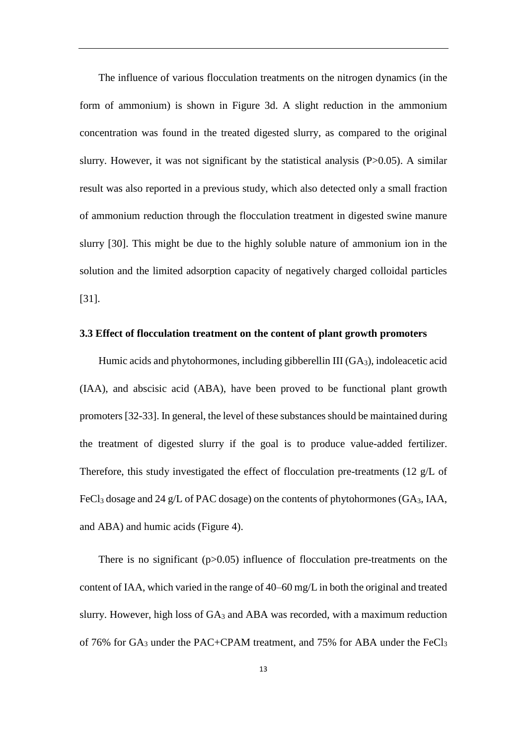The influence of various flocculation treatments on the nitrogen dynamics (in the form of ammonium) is shown in Figure 3d. A slight reduction in the ammonium concentration was found in the treated digested slurry, as compared to the original slurry. However, it was not significant by the statistical analysis ($P>0.05$). A similar result was also reported in a previous study, which also detected only a small fraction of ammonium reduction through the flocculation treatment in digested swine manure slurry [30]. This might be due to the highly soluble nature of ammonium ion in the solution and the limited adsorption capacity of negatively charged colloidal particles [31].

### 3.3 Effect of flocculation treatment on the content of plant growth promoters

Humic acids and phytohormones, including gibberellin III ($GA_3$), indoleacetic acid (IAA), and abscisic acid (ABA), have been proved to be functional plant growth promoters [32-33]. In general, the level of these substances should be maintained during the treatment of digested slurry if the goal is to produce value-added fertilizer. Therefore, this study investigated the effect of flocculation pre-treatments (12 g/L of $FeCl_3$ dosage and 24 g/L of PAC dosage) on the contents of phytohormones ($GA_3$, IAA, and ABA) and humic acids (Figure 4).

There is no significant ($p>0.05$) influence of flocculation pre-treatments on the content of IAA, which varied in the range of 40–60 mg/L in both the original and treated slurry. However, high loss of $GA_3$ and ABA was recorded, with a maximum reduction of 76% for $GA_3$ under the PAC+CPAM treatment, and 75% for ABA under the $FeCl_3$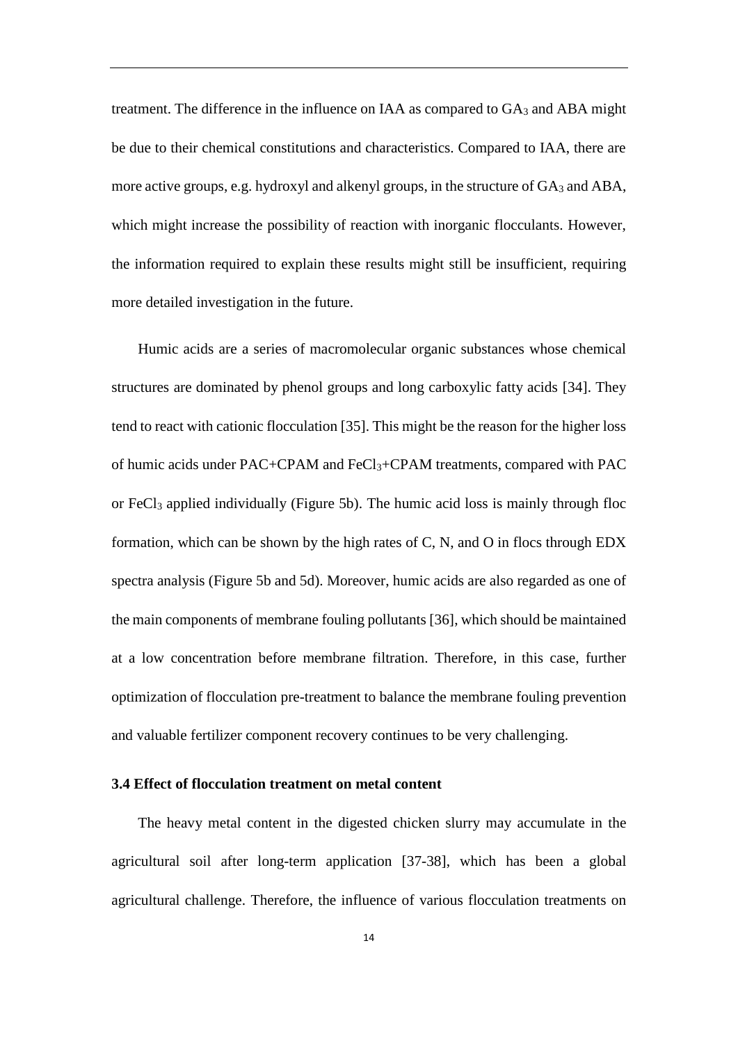treatment. The difference in the influence on IAA as compared to $GA_3$ and ABA might be due to their chemical constitutions and characteristics. Compared to IAA, there are more active groups, e.g. hydroxyl and alkenyl groups, in the structure of $GA_3$ and ABA, which might increase the possibility of reaction with inorganic flocculants. However, the information required to explain these results might still be insufficient, requiring more detailed investigation in the future.

Humic acids are a series of macromolecular organic substances whose chemical structures are dominated by phenol groups and long carboxylic fatty acids [34]. They tend to react with cationic flocculation [35]. This might be the reason for the higher loss of humic acids under PAC+CPAM and $FeCl_3$+CPAM treatments, compared with PAC or $FeCl_3$ applied individually (Figure 5b). The humic acid loss is mainly through floc formation, which can be shown by the high rates of C, N, and O in flocs through EDX spectra analysis (Figure 5b and 5d). Moreover, humic acids are also regarded as one of the main components of membrane fouling pollutants [36], which should be maintained at a low concentration before membrane filtration. Therefore, in this case, further optimization of flocculation pre-treatment to balance the membrane fouling prevention and valuable fertilizer component recovery continues to be very challenging.

### 3.4 Effect of flocculation treatment on metal content

The heavy metal content in the digested chicken slurry may accumulate in the agricultural soil after long-term application [37-38], which has been a global agricultural challenge. Therefore, the influence of various flocculation treatments on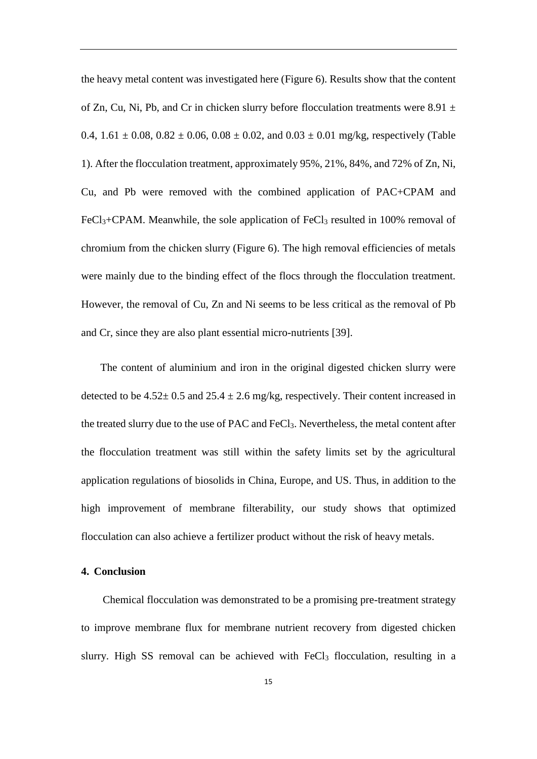the heavy metal content was investigated here (Figure 6). Results show that the content of Zn, Cu, Ni, Pb, and Cr in chicken slurry before flocculation treatments were 8.91 ± 0.4, 1.61 ± 0.08, 0.82 ± 0.06, 0.08 ± 0.02, and 0.03 ± 0.01 mg/kg, respectively (Table 1). After the flocculation treatment, approximately 95%, 21%, 84%, and 72% of Zn, Ni, Cu, and Pb were removed with the combined application of PAC+CPAM and $FeCl_3$+CPAM. Meanwhile, the sole application of $FeCl_3$ resulted in 100% removal of chromium from the chicken slurry (Figure 6). The high removal efficiencies of metals were mainly due to the binding effect of the flocs through the flocculation treatment. However, the removal of Cu, Zn and Ni seems to be less critical as the removal of Pb and Cr, since they are also plant essential micro-nutrients [39].

The content of aluminium and iron in the original digested chicken slurry were detected to be 4.52± 0.5 and 25.4 ± 2.6 mg/kg, respectively. Their content increased in the treated slurry due to the use of PAC and $FeCl_3$. Nevertheless, the metal content after the flocculation treatment was still within the safety limits set by the agricultural application regulations of biosolids in China, Europe, and US. Thus, in addition to the high improvement of membrane filterability, our study shows that optimized flocculation can also achieve a fertilizer product without the risk of heavy metals.

## 4. Conclusion

Chemical flocculation was demonstrated to be a promising pre-treatment strategy to improve membrane flux for membrane nutrient recovery from digested chicken slurry. High SS removal can be achieved with $FeCl_3$ flocculation, resulting in a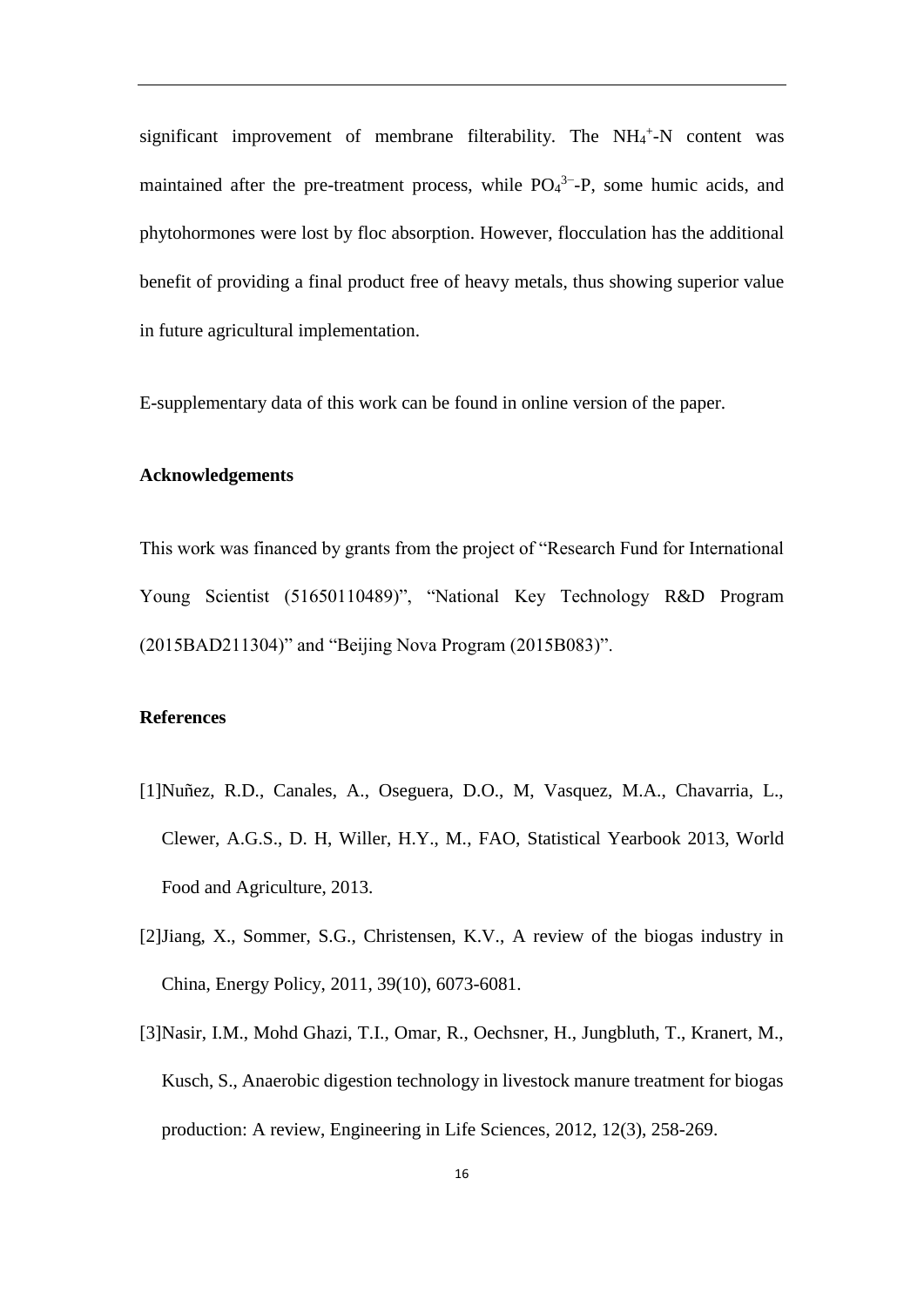significant improvement of membrane filterability. The $NH_4^+$-N content was maintained after the pre-treatment process, while $PO_4^{3-}$-P, some humic acids, and phytohormones were lost by floc absorption. However, flocculation has the additional benefit of providing a final product free of heavy metals, thus showing superior value in future agricultural implementation.

E-supplementary data of this work can be found in online version of the paper.

## Acknowledgements

This work was financed by grants from the project of "Research Fund for International Young Scientist (51650110489)", "National Key Technology R&D Program (2015BAD211304)" and "Beijing Nova Program (2015B083)".

## References

[1]Nuñez, R.D., Canales, A., Oseguera, D.O., M, Vasquez, M.A., Chavarria, L., Clewer, A.G.S., D. H, Willer, H.Y., M., FAO, Statistical Yearbook 2013, World Food and Agriculture, 2013.

[2]Jiang, X., Sommer, S.G., Christensen, K.V., A review of the biogas industry in China, Energy Policy, 2011, 39(10), 6073-6081.

[3]Nasir, I.M., Mohd Ghazi, T.I., Omar, R., Oechsner, H., Jungbluth, T., Kranert, M., Kusch, S., Anaerobic digestion technology in livestock manure treatment for biogas production: A review, Engineering in Life Sciences, 2012, 12(3), 258-269.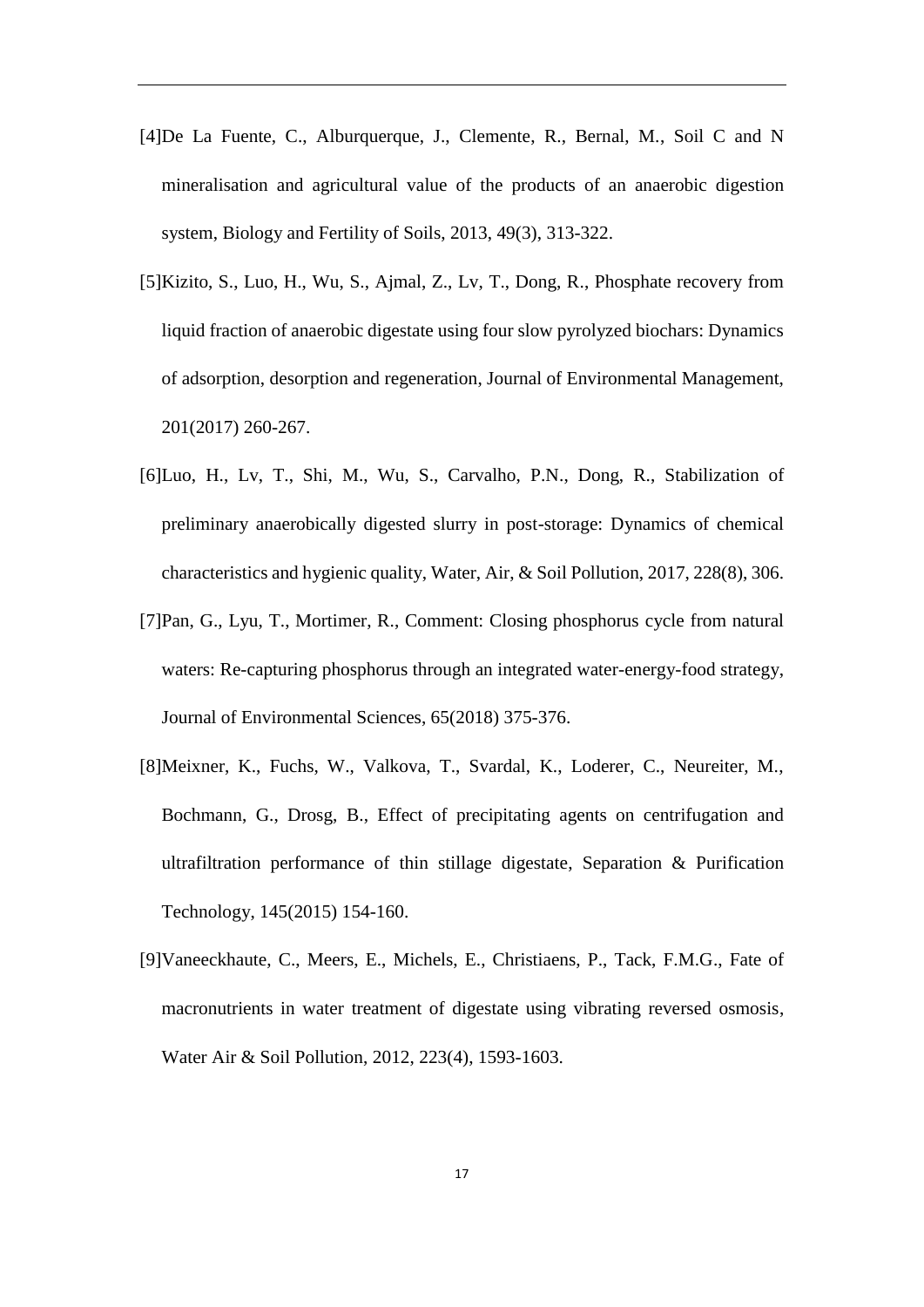[4]De La Fuente, C., Alburquerque, J., Clemente, R., Bernal, M., Soil C and N mineralisation and agricultural value of the products of an anaerobic digestion system, Biology and Fertility of Soils, 2013, 49(3), 313-322.

[5]Kizito, S., Luo, H., Wu, S., Ajmal, Z., Lv, T., Dong, R., Phosphate recovery from liquid fraction of anaerobic digestate using four slow pyrolyzed biochars: Dynamics of adsorption, desorption and regeneration, Journal of Environmental Management, 201(2017) 260-267.

[6]Luo, H., Lv, T., Shi, M., Wu, S., Carvalho, P.N., Dong, R., Stabilization of preliminary anaerobically digested slurry in post-storage: Dynamics of chemical characteristics and hygienic quality, Water, Air, & Soil Pollution, 2017, 228(8), 306.

[7]Pan, G., Lyu, T., Mortimer, R., Comment: Closing phosphorus cycle from natural waters: Re-capturing phosphorus through an integrated water-energy-food strategy, Journal of Environmental Sciences, 65(2018) 375-376.

[8]Meixner, K., Fuchs, W., Valkova, T., Svardal, K., Loderer, C., Neureiter, M., Bochmann, G., Drosg, B., Effect of precipitating agents on centrifugation and ultrafiltration performance of thin stillage digestate, Separation & Purification Technology, 145(2015) 154-160.

[9]Vaneeckhaute, C., Meers, E., Michels, E., Christiaens, P., Tack, F.M.G., Fate of macronutrients in water treatment of digestate using vibrating reversed osmosis, Water Air & Soil Pollution, 2012, 223(4), 1593-1603.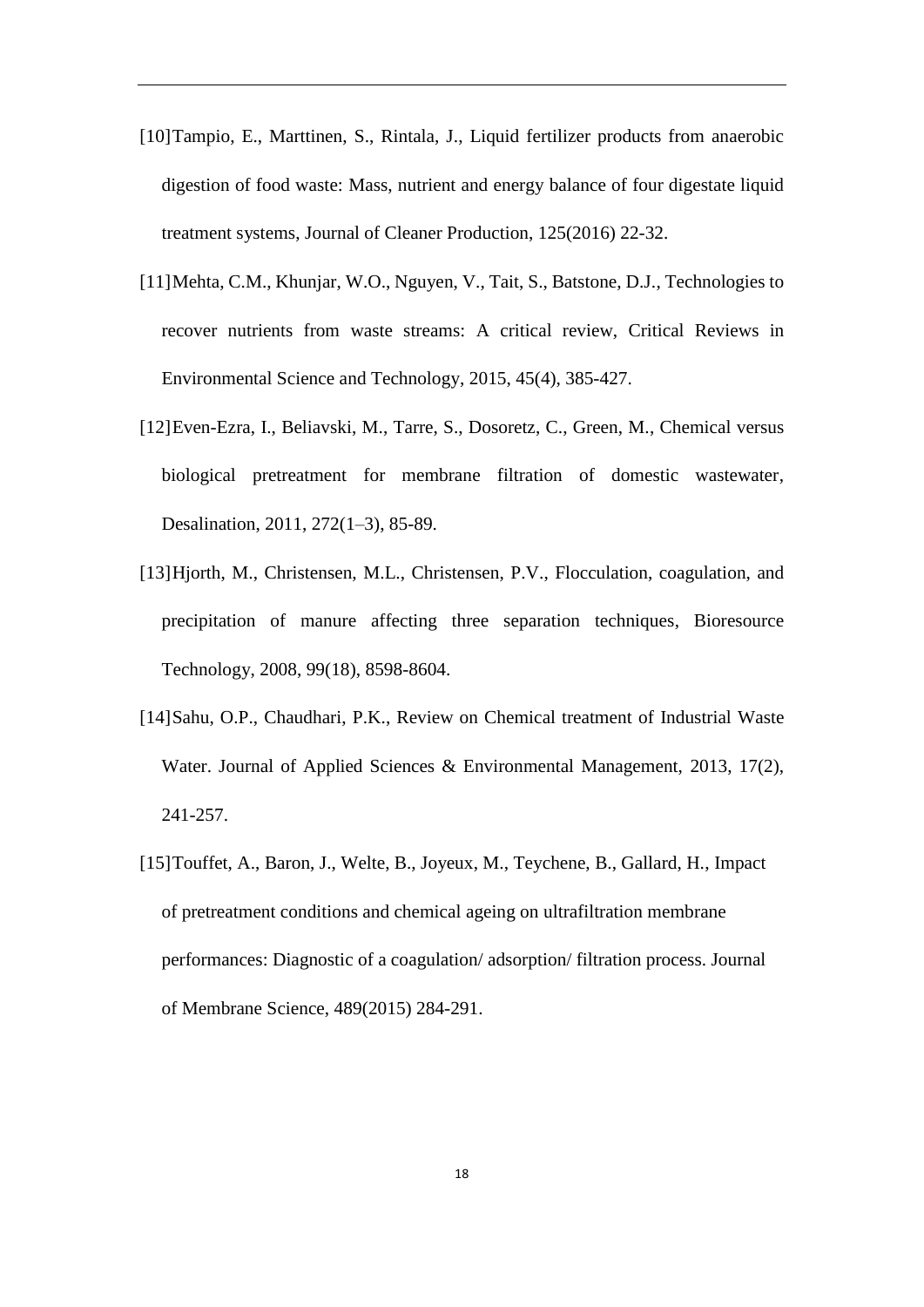[10] Tampio, E., Marttinen, S., Rintala, J., Liquid fertilizer products from anaerobic digestion of food waste: Mass, nutrient and energy balance of four digestate liquid treatment systems, Journal of Cleaner Production, 125(2016) 22-32.

[11] Mehta, C.M., Khunjar, W.O., Nguyen, V., Tait, S., Batstone, D.J., Technologies to recover nutrients from waste streams: A critical review, Critical Reviews in Environmental Science and Technology, 2015, 45(4), 385-427.

[12] Even-Ezra, I., Beliavski, M., Tarre, S., Dosoretz, C., Green, M., Chemical versus biological pretreatment for membrane filtration of domestic wastewater, Desalination, 2011, 272(1–3), 85-89.

[13] Hjorth, M., Christensen, M.L., Christensen, P.V., Flocculation, coagulation, and precipitation of manure affecting three separation techniques, Bioresource Technology, 2008, 99(18), 8598-8604.

[14] Sahu, O.P., Chaudhari, P.K., Review on Chemical treatment of Industrial Waste Water. Journal of Applied Sciences & Environmental Management, 2013, 17(2), 241-257.

[15] Touffet, A., Baron, J., Welte, B., Joyeux, M., Teychene, B., Gallard, H., Impact of pretreatment conditions and chemical ageing on ultrafiltration membrane performances: Diagnostic of a coagulation/ adsorption/ filtration process. Journal of Membrane Science, 489(2015) 284-291.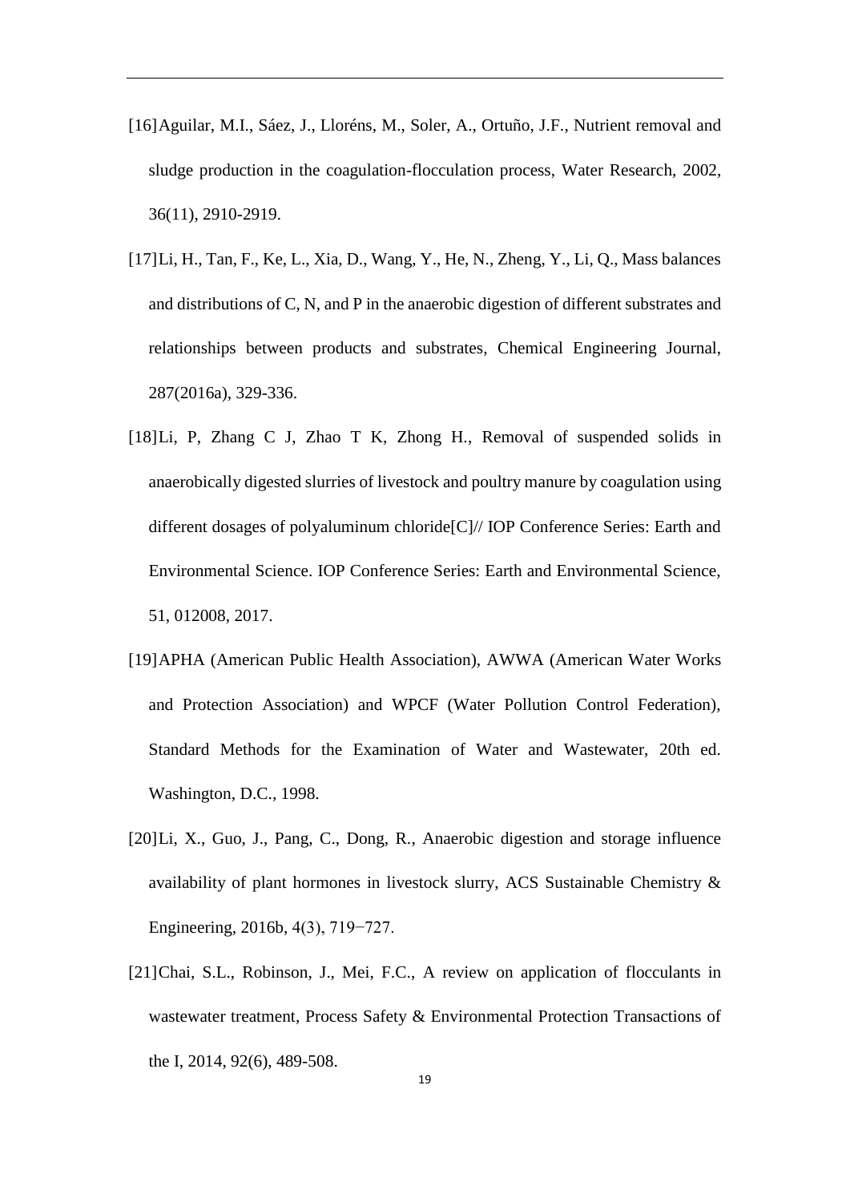[16] Aguilar, M.I., Sáez, J., Lloréns, M., Soler, A., Ortuño, J.F., Nutrient removal and sludge production in the coagulation-flocculation process, Water Research, 2002, 36(11), 2910-2919.

[17] Li, H., Tan, F., Ke, L., Xia, D., Wang, Y., He, N., Zheng, Y., Li, Q., Mass balances and distributions of C, N, and P in the anaerobic digestion of different substrates and relationships between products and substrates, Chemical Engineering Journal, 287(2016a), 329-336.

[18] Li, P, Zhang C J, Zhao T K, Zhong H., Removal of suspended solids in anaerobically digested slurries of livestock and poultry manure by coagulation using different dosages of polyaluminum chloride[C]// IOP Conference Series: Earth and Environmental Science. IOP Conference Series: Earth and Environmental Science, 51, 012008, 2017.

[19] APHA (American Public Health Association), AWWA (American Water Works and Protection Association) and WPCF (Water Pollution Control Federation), Standard Methods for the Examination of Water and Wastewater, 20th ed. Washington, D.C., 1998.

[20] Li, X., Guo, J., Pang, C., Dong, R., Anaerobic digestion and storage influence availability of plant hormones in livestock slurry, ACS Sustainable Chemistry & Engineering, 2016b, 4(3), 719−727.

[21] Chai, S.L., Robinson, J., Mei, F.C., A review on application of flocculants in wastewater treatment, Process Safety & Environmental Protection Transactions of the I, 2014, 92(6), 489-508.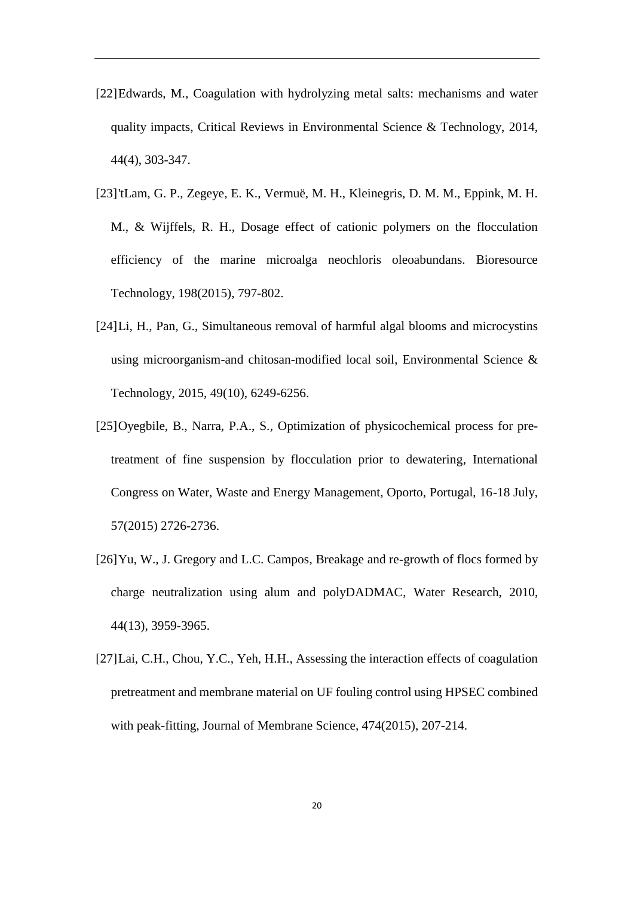[22] Edwards, M., Coagulation with hydrolyzing metal salts: mechanisms and water quality impacts, Critical Reviews in Environmental Science & Technology, 2014, 44(4), 303-347.

[23] 'tLam, G. P., Zegeye, E. K., Vermuë, M. H., Kleinegris, D. M. M., Eppink, M. H. M., & Wijffels, R. H., Dosage effect of cationic polymers on the flocculation efficiency of the marine microalga neochloris oleoabundans. Bioresource Technology, 198(2015), 797-802.

[24] Li, H., Pan, G., Simultaneous removal of harmful algal blooms and microcystins using microorganism-and chitosan-modified local soil, Environmental Science & Technology, 2015, 49(10), 6249-6256.

[25] Oyegbile, B., Narra, P.A., S., Optimization of physicochemical process for pre-treatment of fine suspension by flocculation prior to dewatering, International Congress on Water, Waste and Energy Management, Oporto, Portugal, 16-18 July, 57(2015) 2726-2736.

[26] Yu, W., J. Gregory and L.C. Campos, Breakage and re-growth of flocs formed by charge neutralization using alum and polyDADMAC, Water Research, 2010, 44(13), 3959-3965.

[27] Lai, C.H., Chou, Y.C., Yeh, H.H., Assessing the interaction effects of coagulation pretreatment and membrane material on UF fouling control using HPSEC combined with peak-fitting, Journal of Membrane Science, 474(2015), 207-214.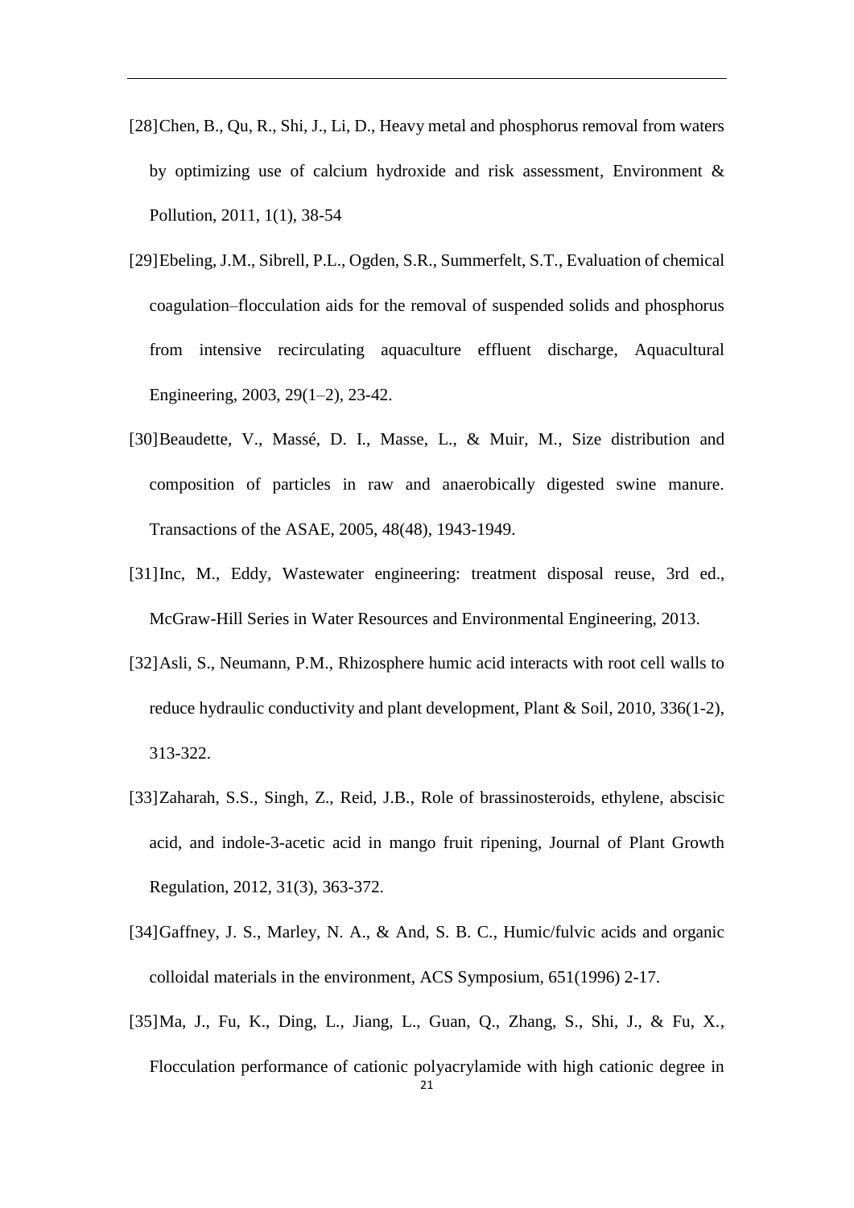[28] Chen, B., Qu, R., Shi, J., Li, D., Heavy metal and phosphorus removal from waters by optimizing use of calcium hydroxide and risk assessment, Environment & Pollution, 2011, 1(1), 38-54

[29] Ebeling, J.M., Sibrell, P.L., Ogden, S.R., Summerfelt, S.T., Evaluation of chemical coagulation–flocculation aids for the removal of suspended solids and phosphorus from intensive recirculating aquaculture effluent discharge, Aquacultural Engineering, 2003, 29(1–2), 23-42.

[30] Beaudette, V., Massé, D. I., Masse, L., & Muir, M., Size distribution and composition of particles in raw and anaerobically digested swine manure. Transactions of the ASAE, 2005, 48(48), 1943-1949.

[31] Inc, M., Eddy, Wastewater engineering: treatment disposal reuse, 3rd ed., McGraw-Hill Series in Water Resources and Environmental Engineering, 2013.

[32] Asli, S., Neumann, P.M., Rhizosphere humic acid interacts with root cell walls to reduce hydraulic conductivity and plant development, Plant & Soil, 2010, 336(1-2), 313-322.

[33] Zaharah, S.S., Singh, Z., Reid, J.B., Role of brassinosteroids, ethylene, abscisic acid, and indole-3-acetic acid in mango fruit ripening, Journal of Plant Growth Regulation, 2012, 31(3), 363-372.

[34] Gaffney, J. S., Marley, N. A., & And, S. B. C., Humic/fulvic acids and organic colloidal materials in the environment, ACS Symposium, 651(1996) 2-17.

[35] Ma, J., Fu, K., Ding, L., Jiang, L., Guan, Q., Zhang, S., Shi, J., & Fu, X., Flocculation performance of cationic polyacrylamide with high cationic degree in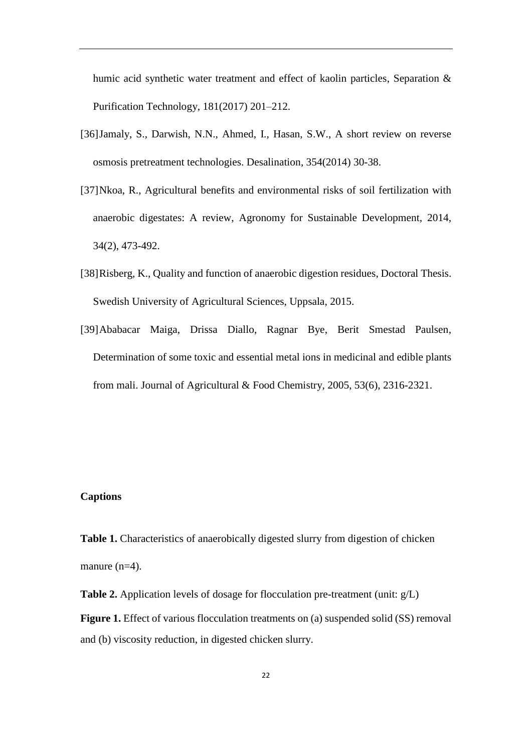humic acid synthetic water treatment and effect of kaolin particles, Separation & Purification Technology, 181(2017) 201–212.

[36] Jamaly, S., Darwish, N.N., Ahmed, I., Hasan, S.W., A short review on reverse osmosis pretreatment technologies. Desalination, 354(2014) 30-38.

[37] Nkoa, R., Agricultural benefits and environmental risks of soil fertilization with anaerobic digestates: A review, Agronomy for Sustainable Development, 2014, 34(2), 473-492.

[38] Risberg, K., Quality and function of anaerobic digestion residues, Doctoral Thesis. Swedish University of Agricultural Sciences, Uppsala, 2015.

[39] Ababacar Maiga, Drissa Diallo, Ragnar Bye, Berit Smestad Paulsen, Determination of some toxic and essential metal ions in medicinal and edible plants from mali. Journal of Agricultural & Food Chemistry, 2005, 53(6), 2316-2321.

**Captions**

**Table 1.** Characteristics of anaerobically digested slurry from digestion of chicken manure (n=4).

**Table 2.** Application levels of dosage for flocculation pre-treatment (unit: g/L)

**Figure 1.** Effect of various flocculation treatments on (a) suspended solid (SS) removal and (b) viscosity reduction, in digested chicken slurry.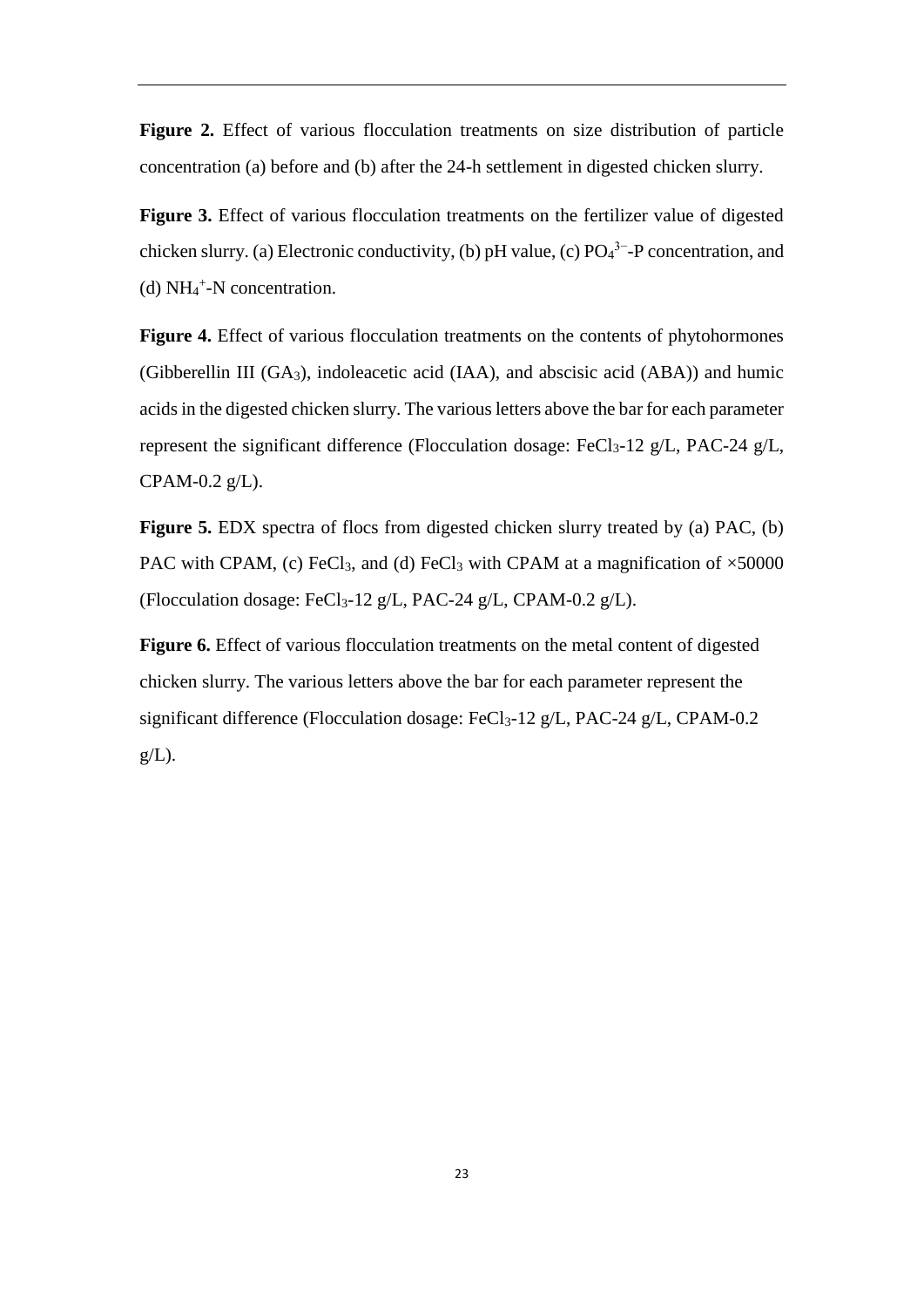**Figure 2.** Effect of various flocculation treatments on size distribution of particle concentration (a) before and (b) after the 24-h settlement in digested chicken slurry.

**Figure 3.** Effect of various flocculation treatments on the fertilizer value of digested chicken slurry. (a) Electronic conductivity, (b) pH value, (c) $PO_4^{3-}$-P concentration, and (d) $NH_4^+$-N concentration.

**Figure 4.** Effect of various flocculation treatments on the contents of phytohormones (Gibberellin III ($GA_3$), indoleacetic acid (IAA), and abscisic acid (ABA)) and humic acids in the digested chicken slurry. The various letters above the bar for each parameter represent the significant difference (Flocculation dosage: $FeCl_3$-12 g/L, PAC-24 g/L, CPAM-0.2 g/L).

**Figure 5.** EDX spectra of flocs from digested chicken slurry treated by (a) PAC, (b) PAC with CPAM, (c) $FeCl_3$, and (d) $FeCl_3$ with CPAM at a magnification of ×50000 (Flocculation dosage: $FeCl_3$-12 g/L, PAC-24 g/L, CPAM-0.2 g/L).

**Figure 6.** Effect of various flocculation treatments on the metal content of digested chicken slurry. The various letters above the bar for each parameter represent the significant difference (Flocculation dosage: $FeCl_3$-12 g/L, PAC-24 g/L, CPAM-0.2 g/L).